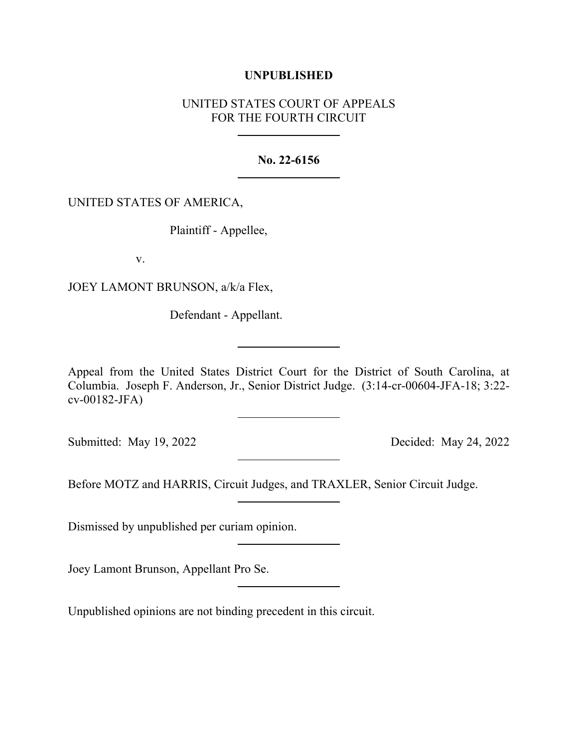**UNPUBLISHED**

UNITED STATES COURT OF APPEALS
FOR THE FOURTH CIRCUIT

---

**No. 22-6156**

---

UNITED STATES OF AMERICA,

Plaintiff - Appellee,

v.

JOEY LAMONT BRUNSON, a/k/a Flex,

Defendant - Appellant.

---

Appeal from the United States District Court for the District of South Carolina, at Columbia. Joseph F. Anderson, Jr., Senior District Judge. (3:14-cr-00604-JFA-18; 3:22-cv-00182-JFA)

---

Submitted: May 19, 2022 Decided: May 24, 2022

---

Before MOTZ and HARRIS, Circuit Judges, and TRAXLER, Senior Circuit Judge.

---

Dismissed by unpublished per curiam opinion.

---

Joey Lamont Brunson, Appellant Pro Se.

---

Unpublished opinions are not binding precedent in this circuit.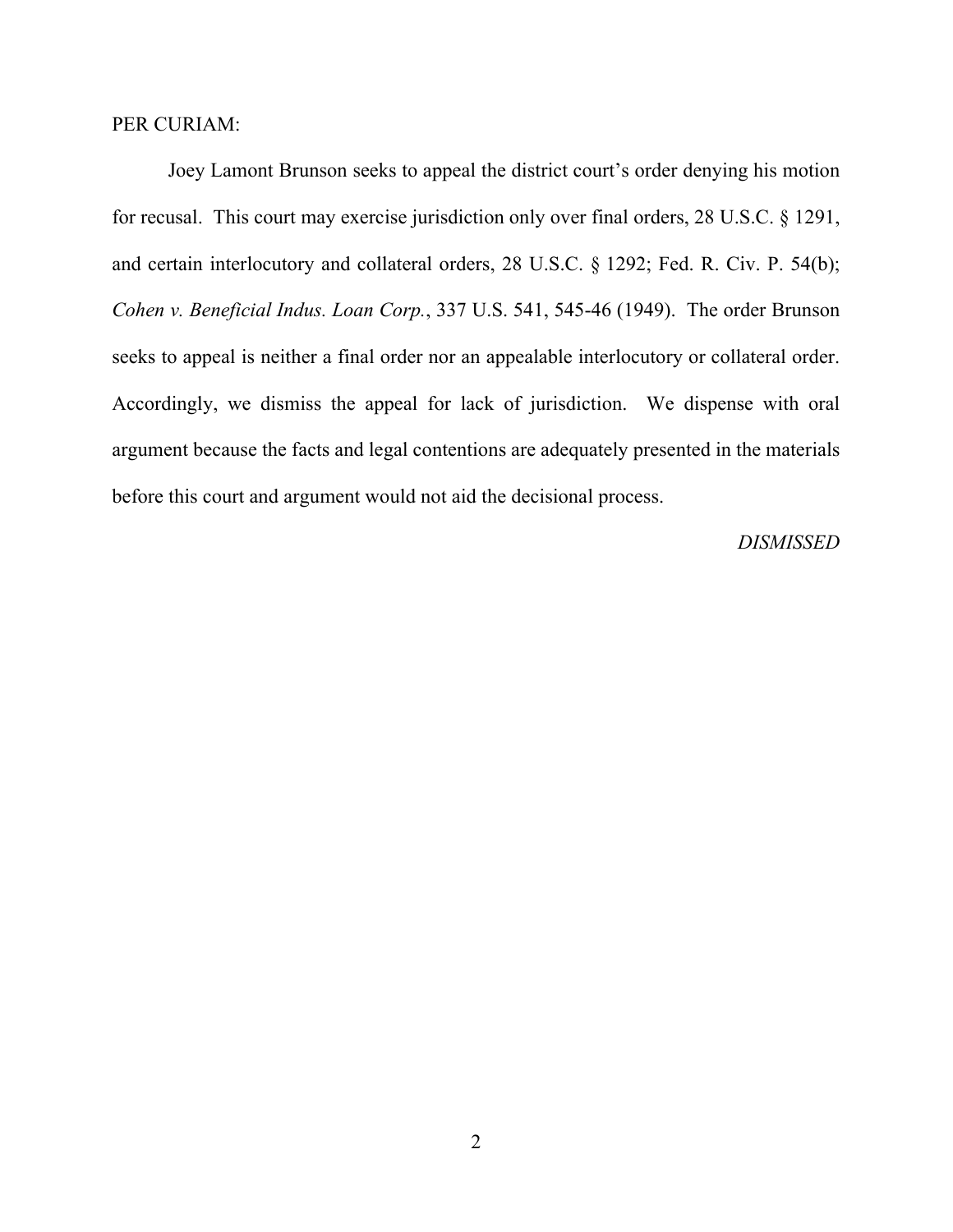PER CURIAM:

Joey Lamont Brunson seeks to appeal the district court's order denying his motion for recusal. This court may exercise jurisdiction only over final orders, 28 U.S.C. § 1291, and certain interlocutory and collateral orders, 28 U.S.C. § 1292; Fed. R. Civ. P. 54(b); *Cohen v. Beneficial Indus. Loan Corp.*, 337 U.S. 541, 545-46 (1949). The order Brunson seeks to appeal is neither a final order nor an appealable interlocutory or collateral order. Accordingly, we dismiss the appeal for lack of jurisdiction. We dispense with oral argument because the facts and legal contentions are adequately presented in the materials before this court and argument would not aid the decisional process.

*DISMISSED*